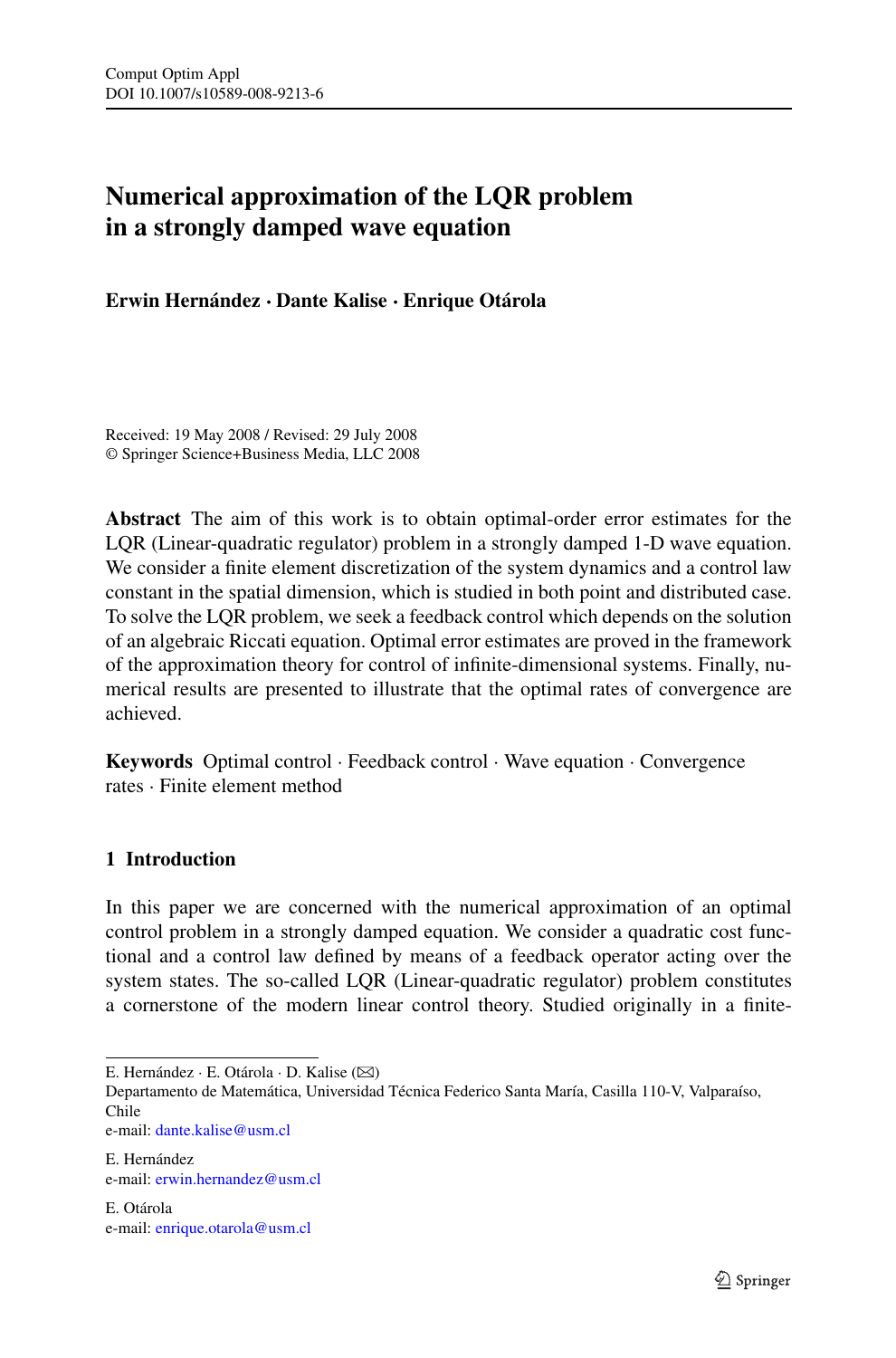# Numerical approximation of the LQR problem in a strongly damped wave equation

**Erwin Hernández · Dante Kalise · Enrique Otárola**

Received: 19 May 2008 / Revised: 29 July 2008
© Springer Science+Business Media, LLC 2008

**Abstract** The aim of this work is to obtain optimal-order error estimates for the LQR (Linear-quadratic regulator) problem in a strongly damped 1-D wave equation. We consider a finite element discretization of the system dynamics and a control law constant in the spatial dimension, which is studied in both point and distributed case. To solve the LQR problem, we seek a feedback control which depends on the solution of an algebraic Riccati equation. Optimal error estimates are proved in the framework of the approximation theory for control of infinite-dimensional systems. Finally, numerical results are presented to illustrate that the optimal rates of convergence are achieved.

**Keywords** Optimal control · Feedback control · Wave equation · Convergence rates · Finite element method

## 1 Introduction

In this paper we are concerned with the numerical approximation of an optimal control problem in a strongly damped equation. We consider a quadratic cost functional and a control law defined by means of a feedback operator acting over the system states. The so-called LQR (Linear-quadratic regulator) problem constitutes a cornerstone of the modern linear control theory. Studied originally in a finite-

---

E. Hernández · E. Otárola · D. Kalise (✉)
Departamento de Matemática, Universidad Técnica Federico Santa María, Casilla 110-V, Valparaíso, Chile
e-mail: dante.kalise@usm.cl

E. Hernández
e-mail: erwin.hernandez@usm.cl

E. Otárola
e-mail: enrique.otarola@usm.cl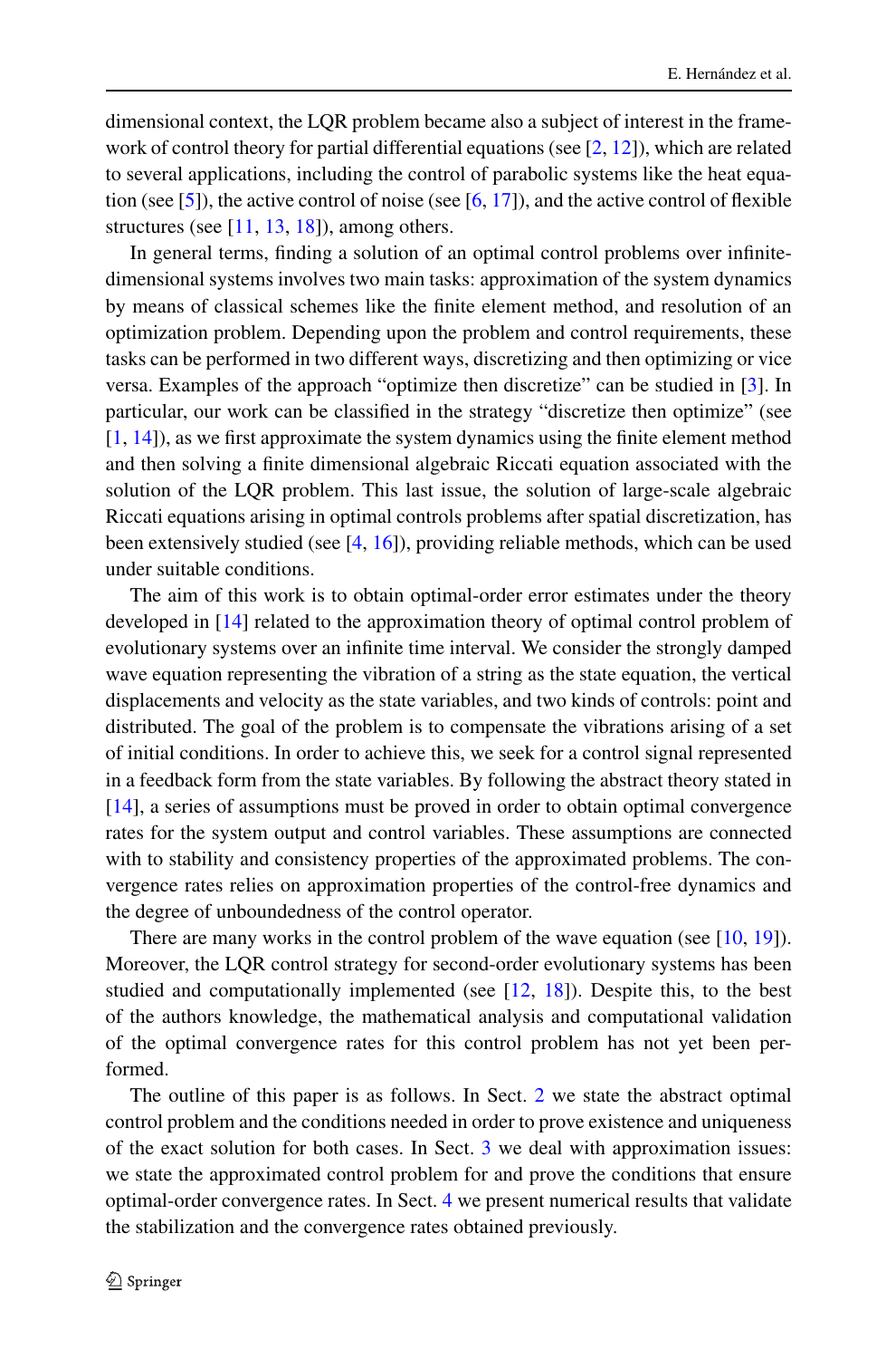dimensional context, the LQR problem became also a subject of interest in the framework of control theory for partial differential equations (see [2, 12]), which are related to several applications, including the control of parabolic systems like the heat equation (see [5]), the active control of noise (see [6, 17]), and the active control of flexible structures (see [11, 13, 18]), among others.

In general terms, finding a solution of an optimal control problems over infinite-dimensional systems involves two main tasks: approximation of the system dynamics by means of classical schemes like the finite element method, and resolution of an optimization problem. Depending upon the problem and control requirements, these tasks can be performed in two different ways, discretizing and then optimizing or vice versa. Examples of the approach "optimize then discretize" can be studied in [3]. In particular, our work can be classified in the strategy "discretize then optimize" (see [1, 14]), as we first approximate the system dynamics using the finite element method and then solving a finite dimensional algebraic Riccati equation associated with the solution of the LQR problem. This last issue, the solution of large-scale algebraic Riccati equations arising in optimal controls problems after spatial discretization, has been extensively studied (see [4, 16]), providing reliable methods, which can be used under suitable conditions.

The aim of this work is to obtain optimal-order error estimates under the theory developed in [14] related to the approximation theory of optimal control problem of evolutionary systems over an infinite time interval. We consider the strongly damped wave equation representing the vibration of a string as the state equation, the vertical displacements and velocity as the state variables, and two kinds of controls: point and distributed. The goal of the problem is to compensate the vibrations arising of a set of initial conditions. In order to achieve this, we seek for a control signal represented in a feedback form from the state variables. By following the abstract theory stated in [14], a series of assumptions must be proved in order to obtain optimal convergence rates for the system output and control variables. These assumptions are connected with to stability and consistency properties of the approximated problems. The convergence rates relies on approximation properties of the control-free dynamics and the degree of unboundedness of the control operator.

There are many works in the control problem of the wave equation (see [10, 19]). Moreover, the LQR control strategy for second-order evolutionary systems has been studied and computationally implemented (see [12, 18]). Despite this, to the best of the authors knowledge, the mathematical analysis and computational validation of the optimal convergence rates for this control problem has not yet been performed.

The outline of this paper is as follows. In Sect. 2 we state the abstract optimal control problem and the conditions needed in order to prove existence and uniqueness of the exact solution for both cases. In Sect. 3 we deal with approximation issues: we state the approximated control problem for and prove the conditions that ensure optimal-order convergence rates. In Sect. 4 we present numerical results that validate the stabilization and the convergence rates obtained previously.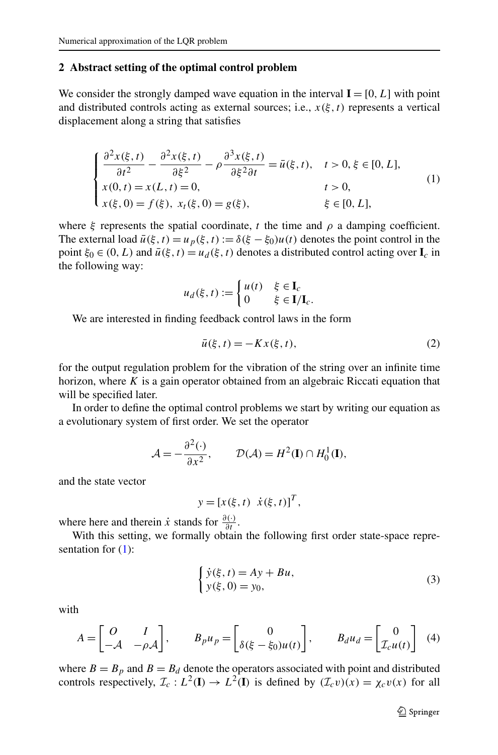## 2 Abstract setting of the optimal control problem

We consider the strongly damped wave equation in the interval $\mathbf{I} = [0, L]$ with point and distributed controls acting as external sources; i.e., $x(\xi, t)$ represents a vertical displacement along a string that satisfies

$$
\begin{cases}
\dfrac{\partial^2 x(\xi,t)}{\partial t^2} - \dfrac{\partial^2 x(\xi,t)}{\partial \xi^2} - \rho \dfrac{\partial^3 x(\xi,t)}{\partial \xi^2 \partial t} = \bar{u}(\xi,t), & t > 0, \xi \in [0, L], \\
x(0,t) = x(L,t) = 0, & t > 0, \\
x(\xi,0) = f(\xi),\ x_t(\xi,t) = g(\xi), & \xi \in [0, L],
\end{cases}
\tag{1}
$$

where $\xi$ represents the spatial coordinate, $t$ the time and $\rho$ a damping coefficient. The external load $\bar{u}(\xi,t) = u_p(\xi,t) := \delta(\xi - \xi_0)u(t)$ denotes the point control in the point $\xi_0 \in (0, L)$ and $\bar{u}(\xi,t) = u_d(\xi,t)$ denotes a distributed control acting over $\mathbf{I}_c$ in the following way:

$$
u_d(\xi,t) := \begin{cases} u(t) & \xi \in \mathbf{I}_c \\ 0 & \xi \in \mathbf{I}/\mathbf{I}_c. \end{cases}
$$

We are interested in finding feedback control laws in the form

$$
\bar{u}(\xi,t) = -Kx(\xi,t),
\tag{2}
$$

for the output regulation problem for the vibration of the string over an infinite time horizon, where $K$ is a gain operator obtained from an algebraic Riccati equation that will be specified later.

In order to define the optimal control problems we start by writing our equation as a evolutionary system of first order. We set the operator

$$
\mathcal{A} = -\frac{\partial^2(\cdot)}{\partial x^2}, \qquad \mathcal{D}(\mathcal{A}) = H^2(\mathbf{I}) \cap H_0^1(\mathbf{I}),
$$

and the state vector

$$
y = [x(\xi,t)\ \ \dot{x}(\xi,t)]^T,
$$

where here and therein $\dot{x}$ stands for $\frac{\partial(\cdot)}{\partial t}$.

With this setting, we formally obtain the following first order state-space representation for (1):

$$
\begin{cases}
\dot{y}(\xi,t) = Ay + Bu, \\
y(\xi,0) = y_0,
\end{cases}
\tag{3}
$$

with

$$
A = \begin{bmatrix} O & I \\ -\mathcal{A} & -\rho\mathcal{A} \end{bmatrix}, \qquad B_p u_p = \begin{bmatrix} 0 \\ \delta(\xi - \xi_0)u(t) \end{bmatrix}, \qquad B_d u_d = \begin{bmatrix} 0 \\ \mathcal{I}_c u(t) \end{bmatrix}
\tag{4}
$$

where $B = B_p$ and $B = B_d$ denote the operators associated with point and distributed controls respectively, $\mathcal{I}_c : L^2(\mathbf{I}) \to L^2(\mathbf{I})$ is defined by $(\mathcal{I}_c v)(x) = \chi_c v(x)$ for all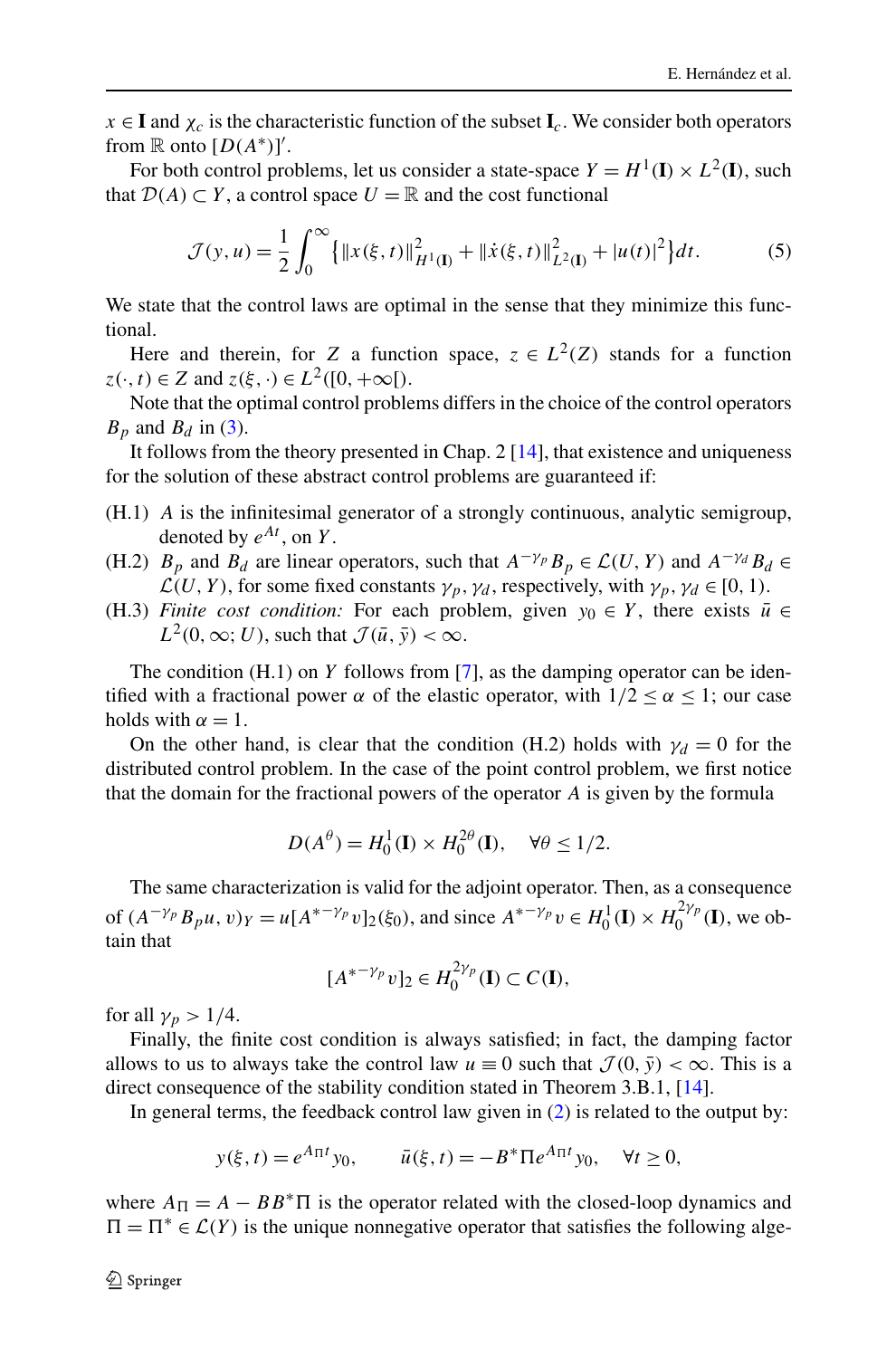$x \in \mathbf{I}$ and $\chi_c$ is the characteristic function of the subset $\mathbf{I}_c$. We consider both operators from $\mathbb{R}$ onto $[D(A^*)]'$.

For both control problems, let us consider a state-space $Y = H^1(\mathbf{I}) \times L^2(\mathbf{I})$, such that $\mathcal{D}(A) \subset Y$, a control space $U = \mathbb{R}$ and the cost functional

$$\mathcal{J}(y,u) = \frac{1}{2}\int_0^\infty \left\{ \|x(\xi,t)\|^2_{H^1(\mathbf{I})} + \|\dot{x}(\xi,t)\|^2_{L^2(\mathbf{I})} + |u(t)|^2 \right\} dt. \tag{5}$$

We state that the control laws are optimal in the sense that they minimize this functional.

Here and therein, for $Z$ a function space, $z \in L^2(Z)$ stands for a function $z(\cdot,t) \in Z$ and $z(\xi,\cdot) \in L^2([0,+\infty[)$.

Note that the optimal control problems differs in the choice of the control operators $B_p$ and $B_d$ in (3).

It follows from the theory presented in Chap. 2 [14], that existence and uniqueness for the solution of these abstract control problems are guaranteed if:

- (H.1) $A$ is the infinitesimal generator of a strongly continuous, analytic semigroup, denoted by $e^{At}$, on $Y$.
- (H.2) $B_p$ and $B_d$ are linear operators, such that $A^{-\gamma_p} B_p \in \mathcal{L}(U,Y)$ and $A^{-\gamma_d} B_d \in \mathcal{L}(U,Y)$, for some fixed constants $\gamma_p, \gamma_d$, respectively, with $\gamma_p, \gamma_d \in [0,1)$.
- (H.3) *Finite cost condition:* For each problem, given $y_0 \in Y$, there exists $\bar{u} \in L^2(0,\infty;U)$, such that $\mathcal{J}(\bar{u},\bar{y}) < \infty$.

The condition (H.1) on $Y$ follows from [7], as the damping operator can be identified with a fractional power $\alpha$ of the elastic operator, with $1/2 \le \alpha \le 1$; our case holds with $\alpha = 1$.

On the other hand, is clear that the condition (H.2) holds with $\gamma_d = 0$ for the distributed control problem. In the case of the point control problem, we first notice that the domain for the fractional powers of the operator $A$ is given by the formula

$$D(A^\theta) = H^1_0(\mathbf{I}) \times H^{2\theta}_0(\mathbf{I}), \quad \forall \theta \le 1/2.$$

The same characterization is valid for the adjoint operator. Then, as a consequence of $(A^{-\gamma_p} B_p u, v)_Y = u[A^{*-\gamma_p} v]_2(\xi_0)$, and since $A^{*-\gamma_p} v \in H^1_0(\mathbf{I}) \times H^{2\gamma_p}_0(\mathbf{I})$, we obtain that

$$[A^{*-\gamma_p} v]_2 \in H^{2\gamma_p}_0(\mathbf{I}) \subset C(\mathbf{I}),$$

for all $\gamma_p > 1/4$.

Finally, the finite cost condition is always satisfied; in fact, the damping factor allows to us to always take the control law $u \equiv 0$ such that $\mathcal{J}(0,\bar{y}) < \infty$. This is a direct consequence of the stability condition stated in Theorem 3.B.1, [14].

In general terms, the feedback control law given in (2) is related to the output by:

$$y(\xi,t) = e^{A_\Pi t} y_0, \qquad \bar{u}(\xi,t) = -B^* \Pi e^{A_\Pi t} y_0, \quad \forall t \ge 0,$$

where $A_\Pi = A - BB^*\Pi$ is the operator related with the closed-loop dynamics and $\Pi = \Pi^* \in \mathcal{L}(Y)$ is the unique nonnegative operator that satisfies the following alge-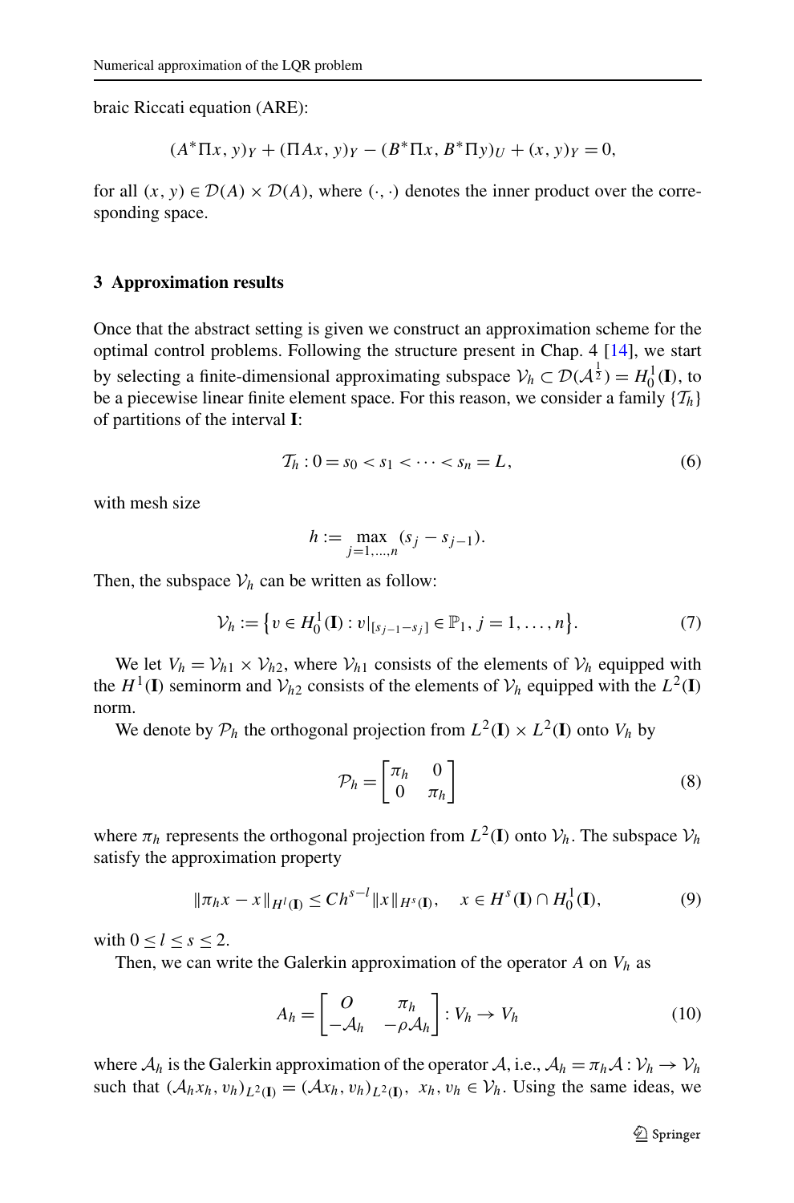braic Riccati equation (ARE):

$$(A^*\Pi x, y)_Y + (\Pi A x, y)_Y - (B^*\Pi x, B^*\Pi y)_U + (x, y)_Y = 0,$$

for all $(x, y) \in \mathcal{D}(A) \times \mathcal{D}(A)$, where $(\cdot, \cdot)$ denotes the inner product over the corresponding space.

## 3 Approximation results

Once that the abstract setting is given we construct an approximation scheme for the optimal control problems. Following the structure present in Chap. 4 [14], we start by selecting a finite-dimensional approximating subspace $\mathcal{V}_h \subset \mathcal{D}(\mathcal{A}^{\frac{1}{2}}) = H_0^1(\mathbf{I})$, to be a piecewise linear finite element space. For this reason, we consider a family $\{\mathcal{T}_h\}$ of partitions of the interval $\mathbf{I}$:

$$\mathcal{T}_h : 0 = s_0 < s_1 < \cdots < s_n = L, \tag{6}$$

with mesh size

$$h := \max_{j=1,\ldots,n} (s_j - s_{j-1}).$$

Then, the subspace $\mathcal{V}_h$ can be written as follow:

$$\mathcal{V}_h := \left\{ v \in H_0^1(\mathbf{I}) : v|_{[s_{j-1} - s_j]} \in \mathbb{P}_1,\ j = 1, \ldots, n \right\}. \tag{7}$$

We let $V_h = \mathcal{V}_{h1} \times \mathcal{V}_{h2}$, where $\mathcal{V}_{h1}$ consists of the elements of $\mathcal{V}_h$ equipped with the $H^1(\mathbf{I})$ seminorm and $\mathcal{V}_{h2}$ consists of the elements of $\mathcal{V}_h$ equipped with the $L^2(\mathbf{I})$ norm.

We denote by $\mathcal{P}_h$ the orthogonal projection from $L^2(\mathbf{I}) \times L^2(\mathbf{I})$ onto $V_h$ by

$$\mathcal{P}_h = \begin{bmatrix} \pi_h & 0 \\ 0 & \pi_h \end{bmatrix} \tag{8}$$

where $\pi_h$ represents the orthogonal projection from $L^2(\mathbf{I})$ onto $\mathcal{V}_h$. The subspace $\mathcal{V}_h$ satisfy the approximation property

$$\|\pi_h x - x\|_{H^l(\mathbf{I})} \le C h^{s-l} \|x\|_{H^s(\mathbf{I})}, \quad x \in H^s(\mathbf{I}) \cap H_0^1(\mathbf{I}), \tag{9}$$

with $0 \le l \le s \le 2$.

Then, we can write the Galerkin approximation of the operator $A$ on $V_h$ as

$$A_h = \begin{bmatrix} O & \pi_h \\ -\mathcal{A}_h & -\rho \mathcal{A}_h \end{bmatrix} : V_h \to V_h \tag{10}$$

where $\mathcal{A}_h$ is the Galerkin approximation of the operator $\mathcal{A}$, i.e., $\mathcal{A}_h = \pi_h \mathcal{A} : \mathcal{V}_h \to \mathcal{V}_h$ such that $(\mathcal{A}_h x_h, v_h)_{L^2(\mathbf{I})} = (\mathcal{A} x_h, v_h)_{L^2(\mathbf{I})},\ x_h, v_h \in \mathcal{V}_h$. Using the same ideas, we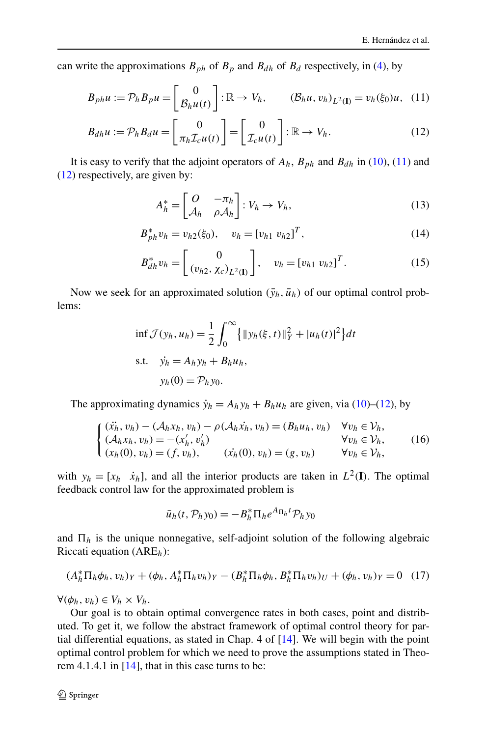can write the approximations $B_{ph}$ of $B_p$ and $B_{dh}$ of $B_d$ respectively, in (4), by

$$B_{ph}u := \mathcal{P}_h B_p u = \begin{bmatrix} 0 \\ \mathcal{B}_h u(t) \end{bmatrix} : \mathbb{R} \to V_h, \qquad (\mathcal{B}_h u, v_h)_{L^2(\mathbf{I})} = v_h(\xi_0)u, \quad (11)$$

$$B_{dh}u := \mathcal{P}_h B_d u = \begin{bmatrix} 0 \\ \pi_h \mathcal{I}_c u(t) \end{bmatrix} = \begin{bmatrix} 0 \\ \mathcal{I}_c u(t) \end{bmatrix} : \mathbb{R} \to V_h. \quad (12)$$

It is easy to verify that the adjoint operators of $A_h$, $B_{ph}$ and $B_{dh}$ in (10), (11) and (12) respectively, are given by:

$$A_h^* = \begin{bmatrix} O & -\pi_h \\ \mathcal{A}_h & \rho \mathcal{A}_h \end{bmatrix} : V_h \to V_h, \quad (13)$$

$$B_{ph}^* v_h = v_{h2}(\xi_0), \quad v_h = [v_{h1}\ v_{h2}]^T, \quad (14)$$

$$B_{dh}^* v_h = \begin{bmatrix} 0 \\ (v_{h2}, \chi_c)_{L^2(\mathbf{I})} \end{bmatrix}, \quad v_h = [v_{h1}\ v_{h2}]^T. \quad (15)$$

Now we seek for an approximated solution $(\bar{y}_h, \bar{u}_h)$ of our optimal control problems:

$$\begin{aligned}
&\inf \mathcal{J}(y_h, u_h) = \frac{1}{2}\int_0^\infty \left\{ \|y_h(\xi, t)\|_Y^2 + |u_h(t)|^2 \right\} dt \\
&\text{s.t.} \quad \dot{y}_h = A_h y_h + B_h u_h, \\
&\qquad\ \ y_h(0) = \mathcal{P}_h y_0.
\end{aligned}$$

The approximating dynamics $\dot{y}_h = A_h y_h + B_h u_h$ are given, via (10)–(12), by

$$\begin{cases} (\ddot{x_h}, v_h) - (\mathcal{A}_h x_h, v_h) - \rho(\mathcal{A}_h \dot{x_h}, v_h) = (B_h u_h, v_h) & \forall v_h \in \mathcal{V}_h, \\ (\mathcal{A}_h x_h, v_h) = -(x_h', v_h') & \forall v_h \in \mathcal{V}_h, \\ (x_h(0), v_h) = (f, v_h), \qquad (\dot{x_h}(0), v_h) = (g, v_h) & \forall v_h \in \mathcal{V}_h, \end{cases} \quad (16)$$

with $y_h = [x_h \quad \dot{x}_h]$, and all the interior products are taken in $L^2(\mathbf{I})$. The optimal feedback control law for the approximated problem is

$$\bar{u}_h(t, \mathcal{P}_h y_0) = -B_h^* \Pi_h e^{A_{\Pi_h} t} \mathcal{P}_h y_0$$

and $\Pi_h$ is the unique nonnegative, self-adjoint solution of the following algebraic Riccati equation (ARE$_h$):

$$(A_h^* \Pi_h \phi_h, v_h)_Y + (\phi_h, A_h^* \Pi_h v_h)_Y - (B_h^* \Pi_h \phi_h, B_h^* \Pi_h v_h)_U + (\phi_h, v_h)_Y = 0 \quad (17)$$

$\forall (\phi_h, v_h) \in V_h \times V_h$.

Our goal is to obtain optimal convergence rates in both cases, point and distributed. To get it, we follow the abstract framework of optimal control theory for partial differential equations, as stated in Chap. 4 of [14]. We will begin with the point optimal control problem for which we need to prove the assumptions stated in Theorem 4.1.4.1 in [14], that in this case turns to be: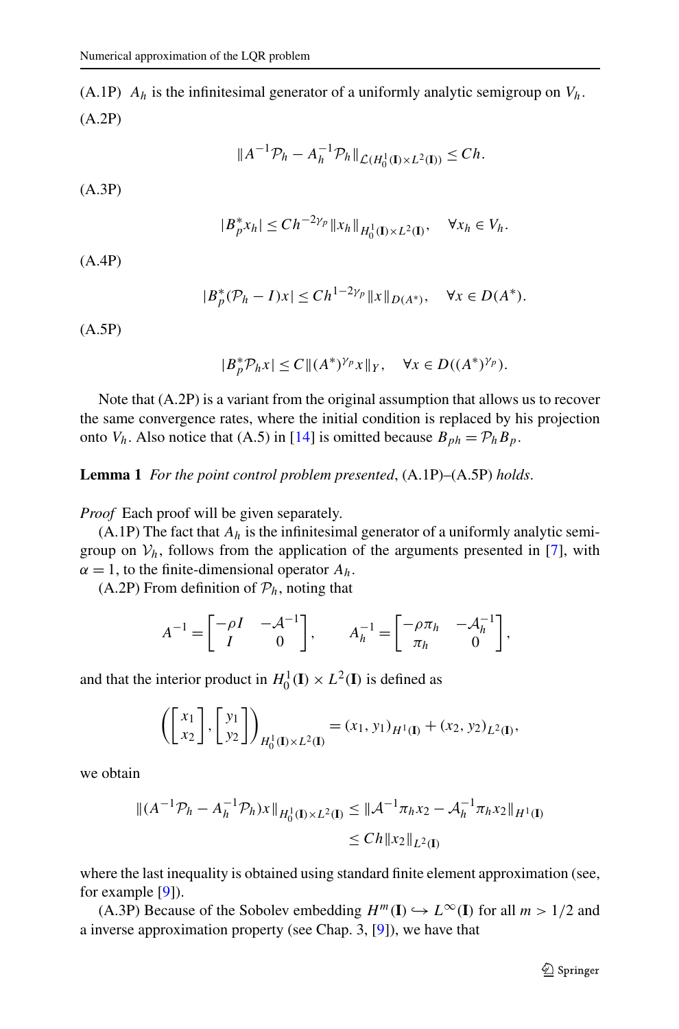(A.1P) $A_h$ is the infinitesimal generator of a uniformly analytic semigroup on $V_h$.

(A.2P)

$$\|A^{-1}\mathcal{P}_h - A_h^{-1}\mathcal{P}_h\|_{\mathcal{L}(H_0^1(\mathbf{I})\times L^2(\mathbf{I}))} \le Ch.$$

(A.3P)

$$|B_p^* x_h| \le Ch^{-2\gamma_p}\|x_h\|_{H_0^1(\mathbf{I})\times L^2(\mathbf{I})}, \quad \forall x_h \in V_h.$$

(A.4P)

$$|B_p^*(\mathcal{P}_h - I)x| \le Ch^{1-2\gamma_p}\|x\|_{D(A^*)}, \quad \forall x \in D(A^*).$$

(A.5P)

$$|B_p^*\mathcal{P}_h x| \le C\|(A^*)^{\gamma_p}x\|_Y, \quad \forall x \in D((A^*)^{\gamma_p}).$$

Note that (A.2P) is a variant from the original assumption that allows us to recover the same convergence rates, where the initial condition is replaced by his projection onto $V_h$. Also notice that (A.5) in [14] is omitted because $B_{ph} = \mathcal{P}_h B_p$.

**Lemma 1** *For the point control problem presented*, (A.1P)–(A.5P) *holds*.

*Proof* Each proof will be given separately.

(A.1P) The fact that $A_h$ is the infinitesimal generator of a uniformly analytic semigroup on $\mathcal{V}_h$, follows from the application of the arguments presented in [7], with $\alpha = 1$, to the finite-dimensional operator $A_h$.

(A.2P) From definition of $\mathcal{P}_h$, noting that

$$A^{-1} = \begin{bmatrix} -\rho I & -\mathcal{A}^{-1} \\ I & 0 \end{bmatrix}, \qquad A_h^{-1} = \begin{bmatrix} -\rho\pi_h & -\mathcal{A}_h^{-1} \\ \pi_h & 0 \end{bmatrix},$$

and that the interior product in $H_0^1(\mathbf{I}) \times L^2(\mathbf{I})$ is defined as

$$\left( \begin{bmatrix} x_1 \\ x_2 \end{bmatrix}, \begin{bmatrix} y_1 \\ y_2 \end{bmatrix} \right)_{H_0^1(\mathbf{I})\times L^2(\mathbf{I})} = (x_1, y_1)_{H^1(\mathbf{I})} + (x_2, y_2)_{L^2(\mathbf{I})},$$

we obtain

$$\begin{aligned} \|(A^{-1}\mathcal{P}_h - A_h^{-1}\mathcal{P}_h)x\|_{H_0^1(\mathbf{I})\times L^2(\mathbf{I})} &\le \|\mathcal{A}^{-1}\pi_h x_2 - \mathcal{A}_h^{-1}\pi_h x_2\|_{H^1(\mathbf{I})} \\ &\le Ch\|x_2\|_{L^2(\mathbf{I})} \end{aligned}$$

where the last inequality is obtained using standard finite element approximation (see, for example [9]).

(A.3P) Because of the Sobolev embedding $H^m(\mathbf{I}) \hookrightarrow L^\infty(\mathbf{I})$ for all $m > 1/2$ and a inverse approximation property (see Chap. 3, [9]), we have that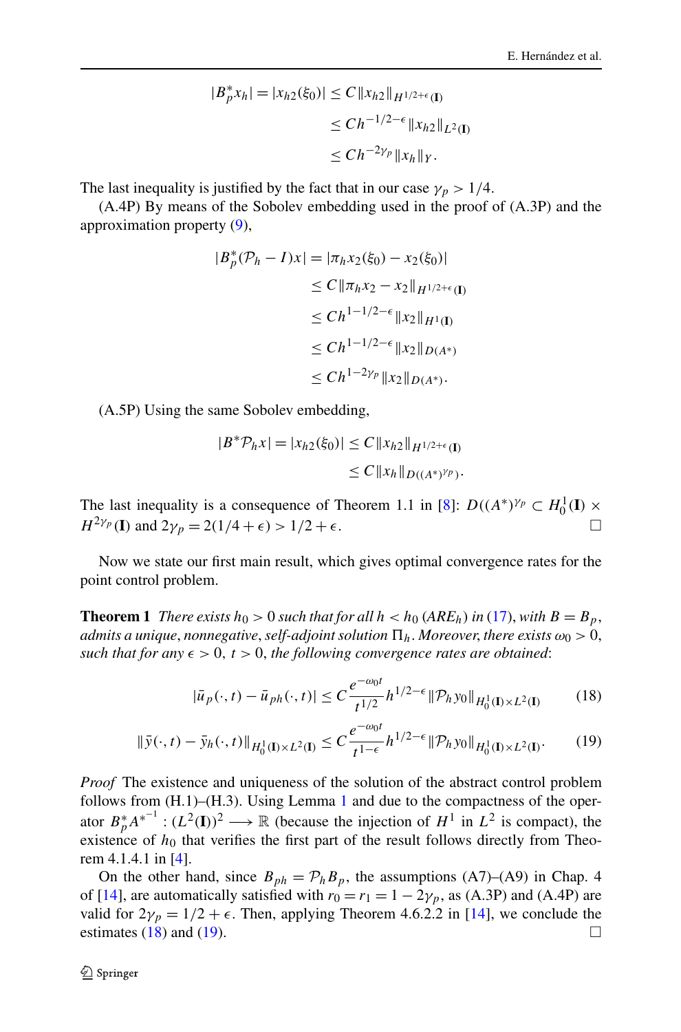$$
\begin{aligned}
|B_p^* x_h| = |x_{h2}(\xi_0)| &\le C\|x_{h2}\|_{H^{1/2+\epsilon}(\mathbf{I})} \\
&\le Ch^{-1/2-\epsilon}\|x_{h2}\|_{L^2(\mathbf{I})} \\
&\le Ch^{-2\gamma_p}\|x_h\|_Y .
\end{aligned}
$$

The last inequality is justified by the fact that in our case $\gamma_p > 1/4$.

(A.4P) By means of the Sobolev embedding used in the proof of (A.3P) and the approximation property (9),

$$
\begin{aligned}
|B_p^*(\mathcal{P}_h - I)x| = |\pi_h x_2(\xi_0) - x_2(\xi_0)| &\le C\|\pi_h x_2 - x_2\|_{H^{1/2+\epsilon}(\mathbf{I})} \\
&\le Ch^{1-1/2-\epsilon}\|x_2\|_{H^1(\mathbf{I})} \\
&\le Ch^{1-1/2-\epsilon}\|x_2\|_{D(A^*)} \\
&\le Ch^{1-2\gamma_p}\|x_2\|_{D(A^*)} .
\end{aligned}
$$

(A.5P) Using the same Sobolev embedding,

$$
\begin{aligned}
|B^*\mathcal{P}_h x| = |x_{h2}(\xi_0)| &\le C\|x_{h2}\|_{H^{1/2+\epsilon}(\mathbf{I})} \\
&\le C\|x_h\|_{D((A^*)^{\gamma_p})} .
\end{aligned}
$$

The last inequality is a consequence of Theorem 1.1 in [8]: $D((A^*)^{\gamma_p} \subset H_0^1(\mathbf{I}) \times H^{2\gamma_p}(\mathbf{I})$ and $2\gamma_p = 2(1/4+\epsilon) > 1/2+\epsilon$. □

Now we state our first main result, which gives optimal convergence rates for the point control problem.

**Theorem 1** *There exists $h_0 > 0$ such that for all $h < h_0$ ($ARE_h$) in (17), with $B = B_p$, admits a unique, nonnegative, self-adjoint solution $\Pi_h$. Moreover, there exists $\omega_0 > 0$, such that for any $\epsilon > 0$, $t > 0$, the following convergence rates are obtained*:

$$
|\bar{u}_p(\cdot,t) - \bar{u}_{ph}(\cdot,t)| \le C\frac{e^{-\omega_0 t}}{t^{1/2}}h^{1/2-\epsilon}\|\mathcal{P}_h y_0\|_{H_0^1(\mathbf{I})\times L^2(\mathbf{I})} \tag{18}
$$

$$
\|\bar{y}(\cdot,t) - \bar{y}_h(\cdot,t)\|_{H_0^1(\mathbf{I})\times L^2(\mathbf{I})} \le C\frac{e^{-\omega_0 t}}{t^{1-\epsilon}}h^{1/2-\epsilon}\|\mathcal{P}_h y_0\|_{H_0^1(\mathbf{I})\times L^2(\mathbf{I})} . \tag{19}
$$

*Proof* The existence and uniqueness of the solution of the abstract control problem follows from (H.1)–(H.3). Using Lemma 1 and due to the compactness of the operator $B_p^* A^{*^{-1}} : (L^2(\mathbf{I}))^2 \longrightarrow \mathbb{R}$ (because the injection of $H^1$ in $L^2$ is compact), the existence of $h_0$ that verifies the first part of the result follows directly from Theorem 4.1.4.1 in [4].

On the other hand, since $B_{ph} = \mathcal{P}_h B_p$, the assumptions (A7)–(A9) in Chap. 4 of [14], are automatically satisfied with $r_0 = r_1 = 1 - 2\gamma_p$, as (A.3P) and (A.4P) are valid for $2\gamma_p = 1/2+\epsilon$. Then, applying Theorem 4.6.2.2 in [14], we conclude the estimates (18) and (19). □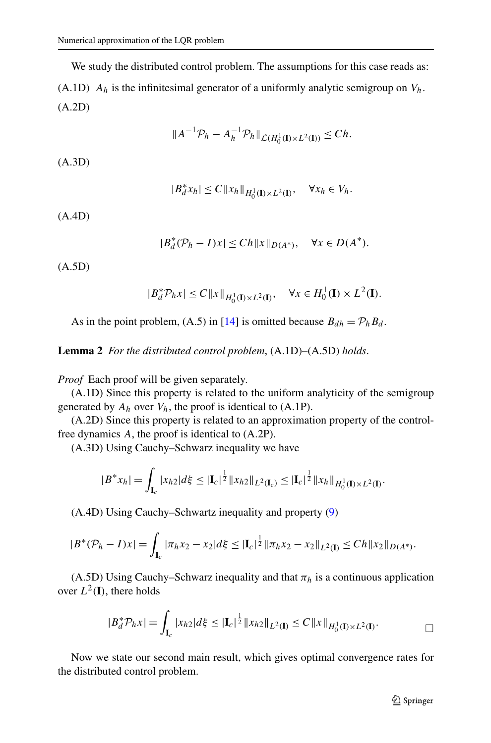We study the distributed control problem. The assumptions for this case reads as:

(A.1D) $A_h$ is the infinitesimal generator of a uniformly analytic semigroup on $V_h$.

(A.2D)

$$\|A^{-1}\mathcal{P}_h - A_h^{-1}\mathcal{P}_h\|_{\mathcal{L}(H_0^1(\mathbf{I})\times L^2(\mathbf{I}))} \leq Ch.$$

(A.3D)

$$|B_d^* x_h| \leq C\|x_h\|_{H_0^1(\mathbf{I})\times L^2(\mathbf{I})}, \quad \forall x_h \in V_h.$$

(A.4D)

$$|B_d^*(\mathcal{P}_h - I)x| \leq Ch\|x\|_{D(A^*)}, \quad \forall x \in D(A^*).$$

(A.5D)

$$|B_d^*\mathcal{P}_h x| \leq C\|x\|_{H_0^1(\mathbf{I})\times L^2(\mathbf{I})}, \quad \forall x \in H_0^1(\mathbf{I}) \times L^2(\mathbf{I}).$$

As in the point problem, (A.5) in [14] is omitted because $B_{dh} = \mathcal{P}_h B_d$.

**Lemma 2** *For the distributed control problem*, (A.1D)–(A.5D) *holds*.

*Proof* Each proof will be given separately.

(A.1D) Since this property is related to the uniform analyticity of the semigroup generated by $A_h$ over $V_h$, the proof is identical to (A.1P).

(A.2D) Since this property is related to an approximation property of the control-free dynamics $A$, the proof is identical to (A.2P).

(A.3D) Using Cauchy–Schwarz inequality we have

$$|B^* x_h| = \int_{\mathbf{I}_c} |x_{h2}| d\xi \leq |\mathbf{I}_c|^{\frac{1}{2}} \|x_{h2}\|_{L^2(\mathbf{I}_c)} \leq |\mathbf{I}_c|^{\frac{1}{2}} \|x_h\|_{H_0^1(\mathbf{I})\times L^2(\mathbf{I})}.$$

(A.4D) Using Cauchy–Schwartz inequality and property (9)

$$|B^*(\mathcal{P}_h - I)x| = \int_{\mathbf{I}_c} |\pi_h x_2 - x_2| d\xi \leq |\mathbf{I}_c|^{\frac{1}{2}} \|\pi_h x_2 - x_2\|_{L^2(\mathbf{I})} \leq Ch\|x_2\|_{D(A^*)}.$$

(A.5D) Using Cauchy–Schwarz inequality and that $\pi_h$ is a continuous application over $L^2(\mathbf{I})$, there holds

$$|B_d^*\mathcal{P}_h x| = \int_{\mathbf{I}_c} |x_{h2}| d\xi \leq |\mathbf{I}_c|^{\frac{1}{2}} \|x_{h2}\|_{L^2(\mathbf{I})} \leq C\|x\|_{H_0^1(\mathbf{I})\times L^2(\mathbf{I})}.$$

□

Now we state our second main result, which gives optimal convergence rates for the distributed control problem.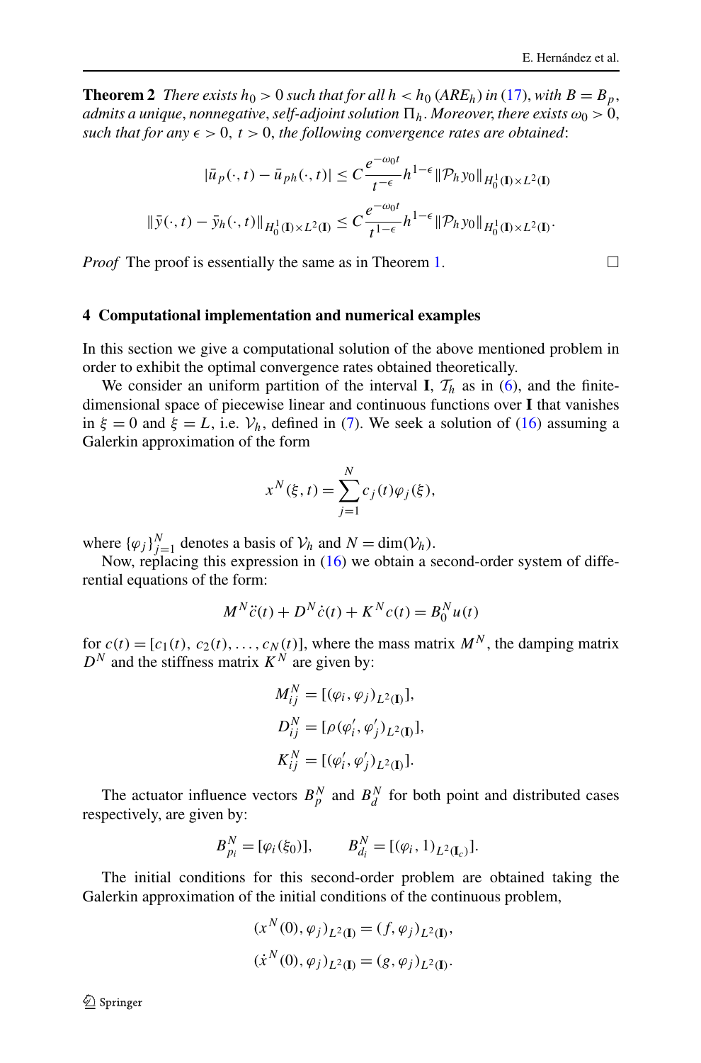**Theorem 2** *There exists $h_0 > 0$ such that for all $h < h_0$ ($ARE_h$) in (17), with $B = B_p$, admits a unique, nonnegative, self-adjoint solution $\Pi_h$. Moreover, there exists $\omega_0 > 0$, such that for any $\epsilon > 0$, $t > 0$, the following convergence rates are obtained*:

$$|\bar{u}_p(\cdot, t) - \bar{u}_{ph}(\cdot, t)| \leq C \frac{e^{-\omega_0 t}}{t^{-\epsilon}} h^{1-\epsilon} \|\mathcal{P}_h y_0\|_{H_0^1(\mathbf{I}) \times L^2(\mathbf{I})}$$

$$\|\bar{y}(\cdot, t) - \bar{y}_h(\cdot, t)\|_{H_0^1(\mathbf{I}) \times L^2(\mathbf{I})} \leq C \frac{e^{-\omega_0 t}}{t^{1-\epsilon}} h^{1-\epsilon} \|\mathcal{P}_h y_0\|_{H_0^1(\mathbf{I}) \times L^2(\mathbf{I})}.$$

*Proof* The proof is essentially the same as in Theorem 1. □

## 4 Computational implementation and numerical examples

In this section we give a computational solution of the above mentioned problem in order to exhibit the optimal convergence rates obtained theoretically.

We consider an uniform partition of the interval $\mathbf{I}$, $\mathcal{T}_h$ as in (6), and the finite-dimensional space of piecewise linear and continuous functions over $\mathbf{I}$ that vanishes in $\xi = 0$ and $\xi = L$, i.e. $\mathcal{V}_h$, defined in (7). We seek a solution of (16) assuming a Galerkin approximation of the form

$$x^N(\xi, t) = \sum_{j=1}^{N} c_j(t) \varphi_j(\xi),$$

where $\{\varphi_j\}_{j=1}^N$ denotes a basis of $\mathcal{V}_h$ and $N = \dim(\mathcal{V}_h)$.

Now, replacing this expression in (16) we obtain a second-order system of differential equations of the form:

$$M^N \ddot{c}(t) + D^N \dot{c}(t) + K^N c(t) = B_0^N u(t)$$

for $c(t) = [c_1(t), c_2(t), \ldots, c_N(t)]$, where the mass matrix $M^N$, the damping matrix $D^N$ and the stiffness matrix $K^N$ are given by:

$$M_{ij}^N = [(\varphi_i, \varphi_j)_{L^2(\mathbf{I})}],$$

$$D_{ij}^N = [\rho(\varphi_i', \varphi_j')_{L^2(\mathbf{I})}],$$

$$K_{ij}^N = [(\varphi_i', \varphi_j')_{L^2(\mathbf{I})}].$$

The actuator influence vectors $B_p^N$ and $B_d^N$ for both point and distributed cases respectively, are given by:

$$B_{p_i}^N = [\varphi_i(\xi_0)], \qquad B_{d_i}^N = [(\varphi_i, 1)_{L^2(\mathbf{I}_c)}].$$

The initial conditions for this second-order problem are obtained taking the Galerkin approximation of the initial conditions of the continuous problem,

$$(x^N(0), \varphi_j)_{L^2(\mathbf{I})} = (f, \varphi_j)_{L^2(\mathbf{I})},$$

$$(\dot{x}^N(0), \varphi_j)_{L^2(\mathbf{I})} = (g, \varphi_j)_{L^2(\mathbf{I})}.$$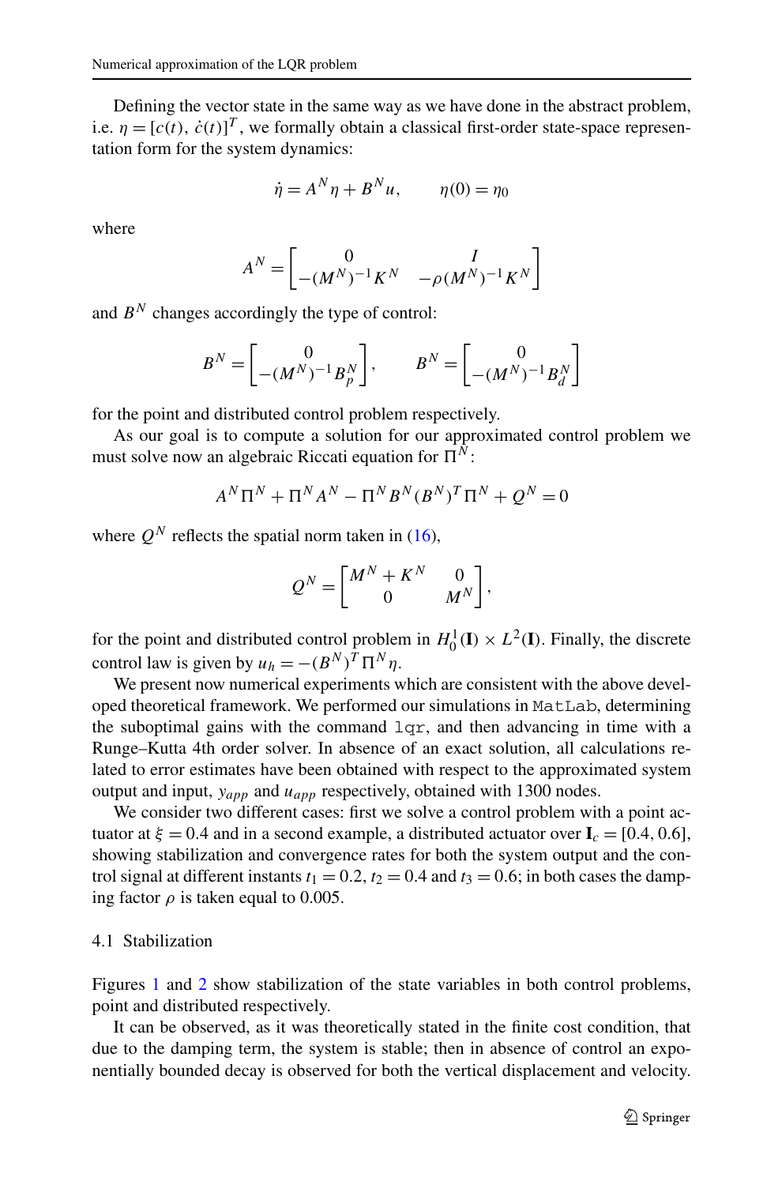Defining the vector state in the same way as we have done in the abstract problem, i.e. $\eta = [c(t),\, \dot{c}(t)]^T$, we formally obtain a classical first-order state-space representation form for the system dynamics:

$$\dot{\eta} = A^N \eta + B^N u, \qquad \eta(0) = \eta_0$$

where

$$A^N = \begin{bmatrix} 0 & I \\ -(M^N)^{-1} K^N & -\rho (M^N)^{-1} K^N \end{bmatrix}$$

and $B^N$ changes accordingly the type of control:

$$B^N = \begin{bmatrix} 0 \\ -(M^N)^{-1} B_p^N \end{bmatrix}, \qquad B^N = \begin{bmatrix} 0 \\ -(M^N)^{-1} B_d^N \end{bmatrix}$$

for the point and distributed control problem respectively.

As our goal is to compute a solution for our approximated control problem we must solve now an algebraic Riccati equation for $\Pi^N$:

$$A^N \Pi^N + \Pi^N A^N - \Pi^N B^N (B^N)^T \Pi^N + Q^N = 0$$

where $Q^N$ reflects the spatial norm taken in (16),

$$Q^N = \begin{bmatrix} M^N + K^N & 0 \\ 0 & M^N \end{bmatrix},$$

for the point and distributed control problem in $H_0^1(\mathbf{I}) \times L^2(\mathbf{I})$. Finally, the discrete control law is given by $u_h = -(B^N)^T \Pi^N \eta$.

We present now numerical experiments which are consistent with the above developed theoretical framework. We performed our simulations in `MatLab`, determining the suboptimal gains with the command `lqr`, and then advancing in time with a Runge–Kutta 4th order solver. In absence of an exact solution, all calculations related to error estimates have been obtained with respect to the approximated system output and input, $y_{app}$ and $u_{app}$ respectively, obtained with 1300 nodes.

We consider two different cases: first we solve a control problem with a point actuator at $\xi = 0.4$ and in a second example, a distributed actuator over $\mathbf{I}_c = [0.4, 0.6]$, showing stabilization and convergence rates for both the system output and the control signal at different instants $t_1 = 0.2$, $t_2 = 0.4$ and $t_3 = 0.6$; in both cases the damping factor $\rho$ is taken equal to 0.005.

## 4.1 Stabilization

Figures 1 and 2 show stabilization of the state variables in both control problems, point and distributed respectively.

It can be observed, as it was theoretically stated in the finite cost condition, that due to the damping term, the system is stable; then in absence of control an exponentially bounded decay is observed for both the vertical displacement and velocity.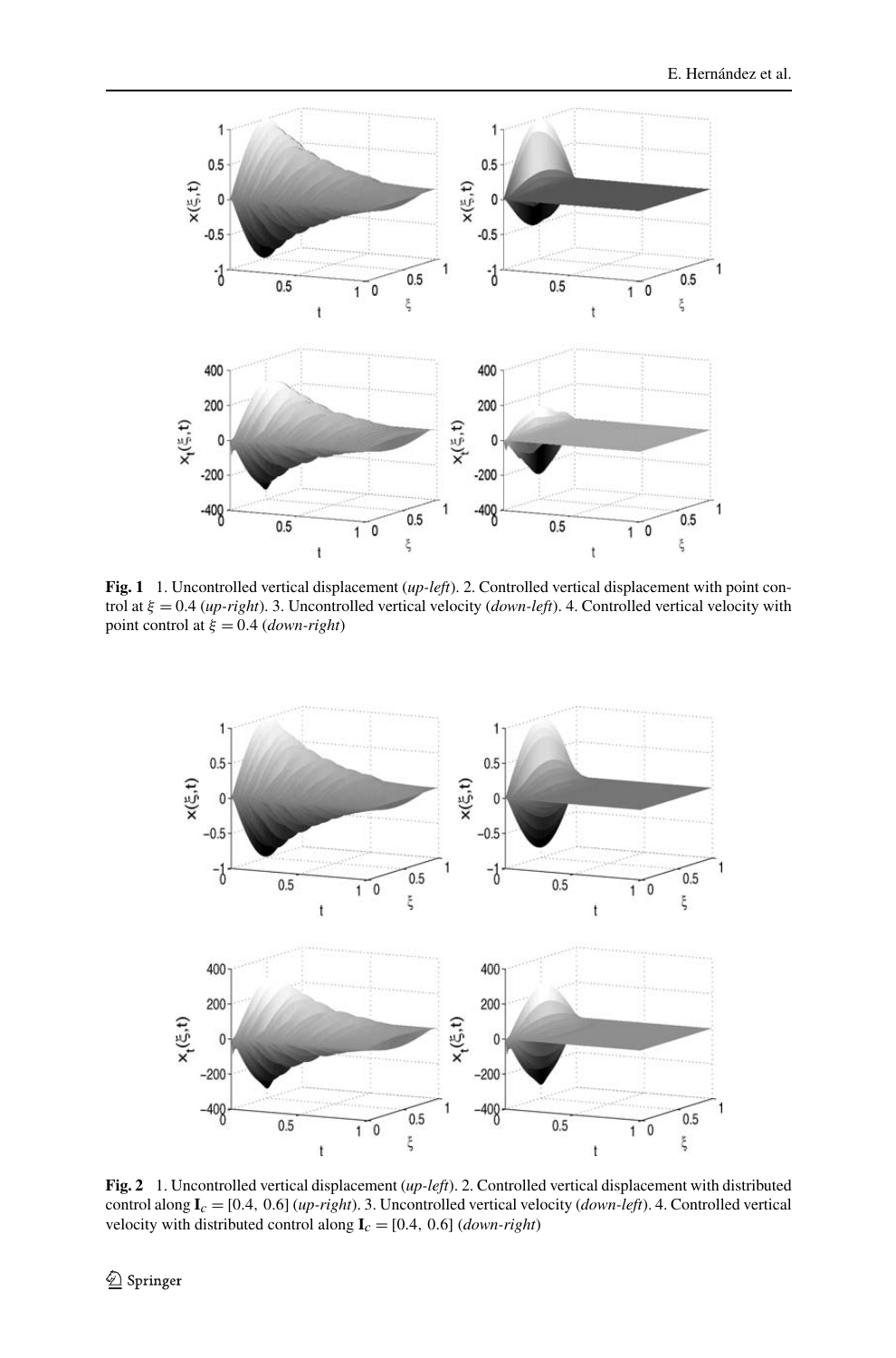**Fig. 1** 1. Uncontrolled vertical displacement (*up-left*). 2. Controlled vertical displacement with point control at $\xi = 0.4$ (*up-right*). 3. Uncontrolled vertical velocity (*down-left*). 4. Controlled vertical velocity with point control at $\xi = 0.4$ (*down-right*)

**Fig. 2** 1. Uncontrolled vertical displacement (*up-left*). 2. Controlled vertical displacement with distributed control along $\mathbf{I}_c = [0.4,\ 0.6]$ (*up-right*). 3. Uncontrolled vertical velocity (*down-left*). 4. Controlled vertical velocity with distributed control along $\mathbf{I}_c = [0.4,\ 0.6]$ (*down-right*)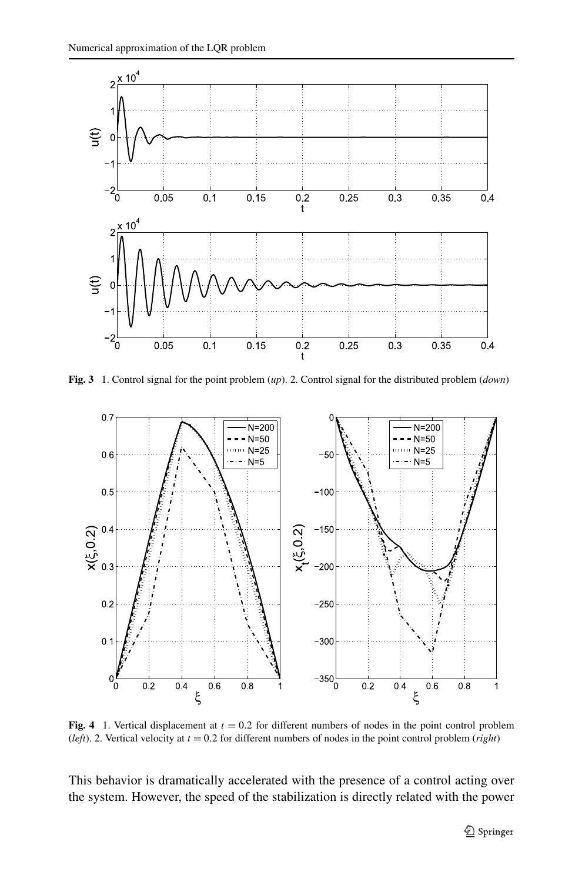**Fig. 3** 1. Control signal for the point problem (*up*). 2. Control signal for the distributed problem (*down*)

**Fig. 4** 1. Vertical displacement at $t = 0.2$ for different numbers of nodes in the point control problem (*left*). 2. Vertical velocity at $t = 0.2$ for different numbers of nodes in the point control problem (*right*)

This behavior is dramatically accelerated with the presence of a control acting over the system. However, the speed of the stabilization is directly related with the power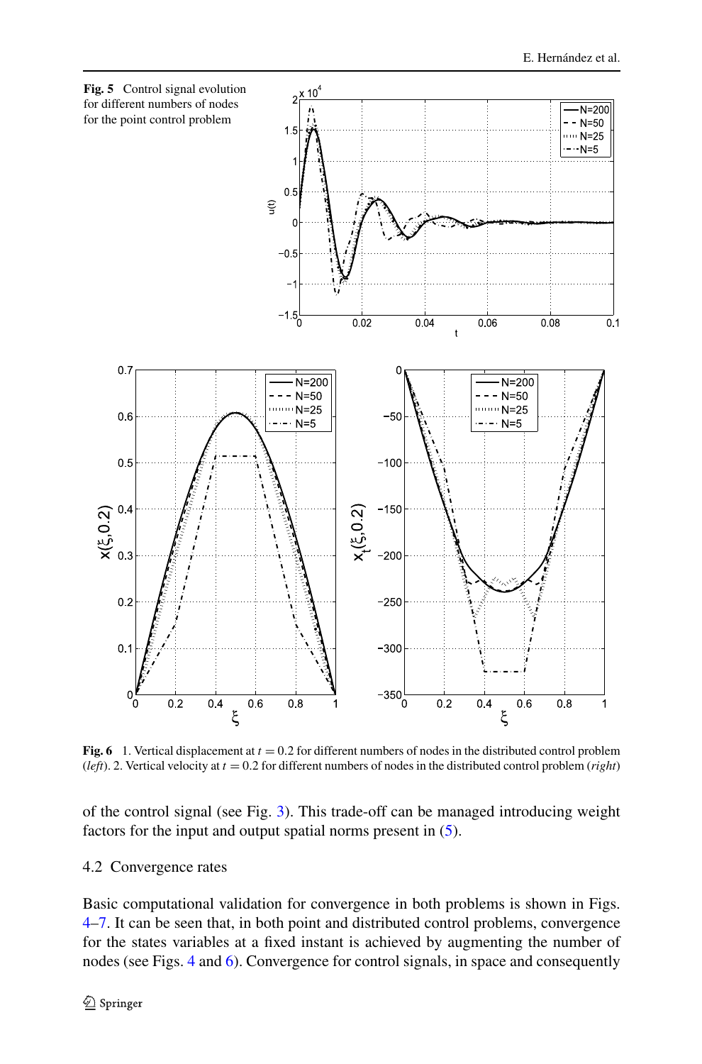**Fig. 5** Control signal evolution for different numbers of nodes for the point control problem

**Fig. 6** 1. Vertical displacement at $t = 0.2$ for different numbers of nodes in the distributed control problem (*left*). 2. Vertical velocity at $t = 0.2$ for different numbers of nodes in the distributed control problem (*right*)

of the control signal (see Fig. 3). This trade-off can be managed introducing weight factors for the input and output spatial norms present in (5).

4.2 Convergence rates

Basic computational validation for convergence in both problems is shown in Figs. 4–7. It can be seen that, in both point and distributed control problems, convergence for the states variables at a fixed instant is achieved by augmenting the number of nodes (see Figs. 4 and 6). Convergence for control signals, in space and consequently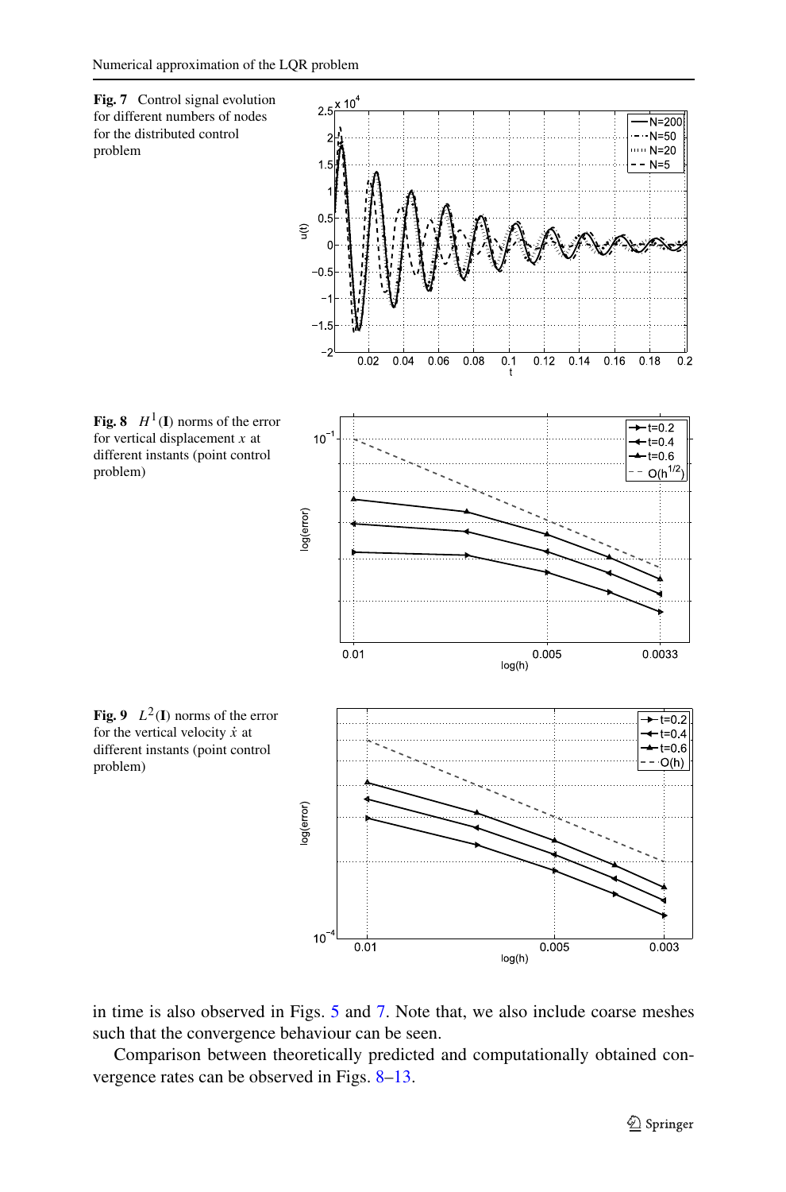**Fig. 7** Control signal evolution for different numbers of nodes for the distributed control problem

**Fig. 8** $H^1(\mathbf{I})$ norms of the error for vertical displacement $x$ at different instants (point control problem)

**Fig. 9** $L^2(\mathbf{I})$ norms of the error for the vertical velocity $\dot{x}$ at different instants (point control problem)

in time is also observed in Figs. 5 and 7. Note that, we also include coarse meshes such that the convergence behaviour can be seen.

Comparison between theoretically predicted and computationally obtained convergence rates can be observed in Figs. 8–13.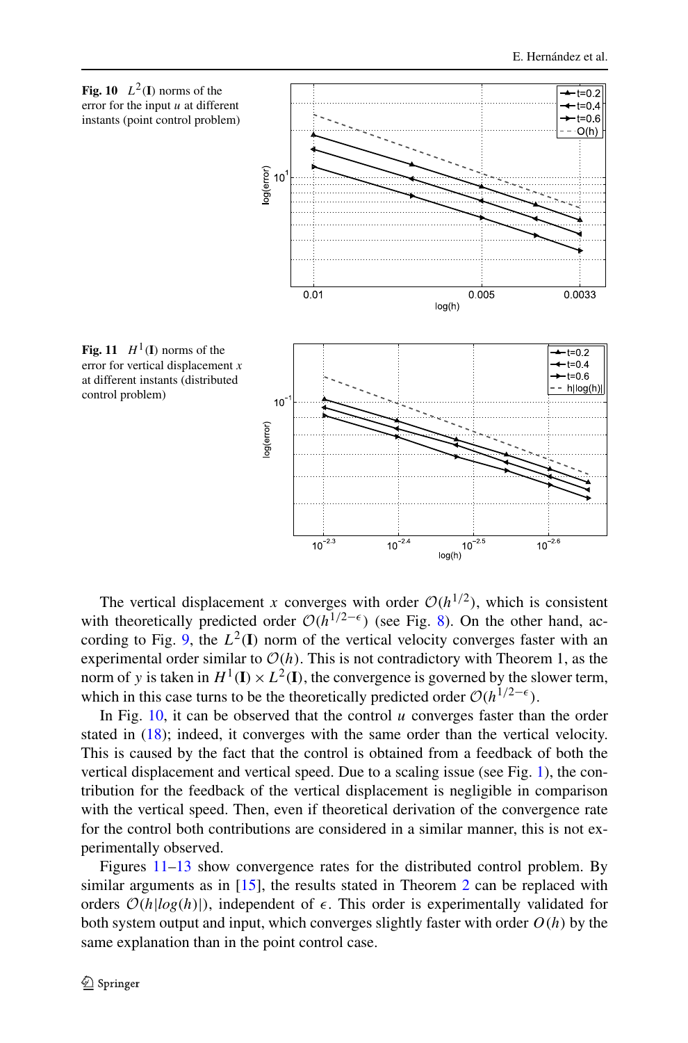**Fig. 10** $L^2(\mathbf{I})$ norms of the error for the input $u$ at different instants (point control problem)

**Fig. 11** $H^1(\mathbf{I})$ norms of the error for vertical displacement $x$ at different instants (distributed control problem)

The vertical displacement $x$ converges with order $\mathcal{O}(h^{1/2})$, which is consistent with theoretically predicted order $\mathcal{O}(h^{1/2-\epsilon})$ (see Fig. 8). On the other hand, according to Fig. 9, the $L^2(\mathbf{I})$ norm of the vertical velocity converges faster with an experimental order similar to $\mathcal{O}(h)$. This is not contradictory with Theorem 1, as the norm of $y$ is taken in $H^1(\mathbf{I}) \times L^2(\mathbf{I})$, the convergence is governed by the slower term, which in this case turns to be the theoretically predicted order $\mathcal{O}(h^{1/2-\epsilon})$.

In Fig. 10, it can be observed that the control $u$ converges faster than the order stated in (18); indeed, it converges with the same order than the vertical velocity. This is caused by the fact that the control is obtained from a feedback of both the vertical displacement and vertical speed. Due to a scaling issue (see Fig. 1), the contribution for the feedback of the vertical displacement is negligible in comparison with the vertical speed. Then, even if theoretical derivation of the convergence rate for the control both contributions are considered in a similar manner, this is not experimentally observed.

Figures 11–13 show convergence rates for the distributed control problem. By similar arguments as in [15], the results stated in Theorem 2 can be replaced with orders $\mathcal{O}(h|log(h)|)$, independent of $\epsilon$. This order is experimentally validated for both system output and input, which converges slightly faster with order $O(h)$ by the same explanation than in the point control case.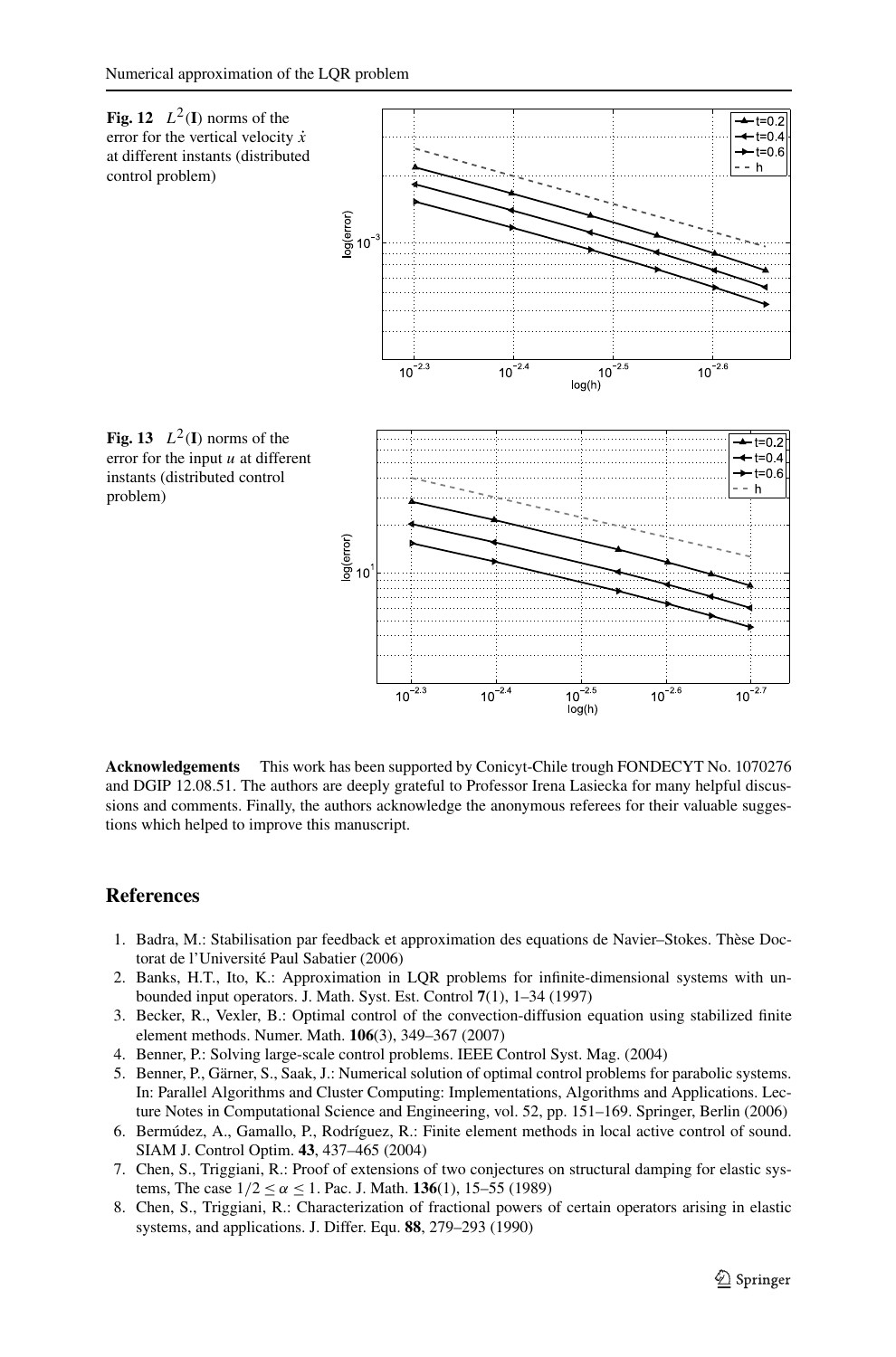**Fig. 12** $L^2(\mathbf{I})$ norms of the error for the vertical velocity $\dot{x}$ at different instants (distributed control problem)

**Fig. 13** $L^2(\mathbf{I})$ norms of the error for the input $u$ at different instants (distributed control problem)

**Acknowledgements** This work has been supported by Conicyt-Chile trough FONDECYT No. 1070276 and DGIP 12.08.51. The authors are deeply grateful to Professor Irena Lasiecka for many helpful discussions and comments. Finally, the authors acknowledge the anonymous referees for their valuable suggestions which helped to improve this manuscript.

## References

1. Badra, M.: Stabilisation par feedback et approximation des equations de Navier–Stokes. Thèse Doctorat de l'Université Paul Sabatier (2006)
2. Banks, H.T., Ito, K.: Approximation in LQR problems for infinite-dimensional systems with unbounded input operators. J. Math. Syst. Est. Control **7**(1), 1–34 (1997)
3. Becker, R., Vexler, B.: Optimal control of the convection-diffusion equation using stabilized finite element methods. Numer. Math. **106**(3), 349–367 (2007)
4. Benner, P.: Solving large-scale control problems. IEEE Control Syst. Mag. (2004)
5. Benner, P., Gärner, S., Saak, J.: Numerical solution of optimal control problems for parabolic systems. In: Parallel Algorithms and Cluster Computing: Implementations, Algorithms and Applications. Lecture Notes in Computational Science and Engineering, vol. 52, pp. 151–169. Springer, Berlin (2006)
6. Bermúdez, A., Gamallo, P., Rodríguez, R.: Finite element methods in local active control of sound. SIAM J. Control Optim. **43**, 437–465 (2004)
7. Chen, S., Triggiani, R.: Proof of extensions of two conjectures on structural damping for elastic systems, The case $1/2 \leq \alpha \leq 1$. Pac. J. Math. **136**(1), 15–55 (1989)
8. Chen, S., Triggiani, R.: Characterization of fractional powers of certain operators arising in elastic systems, and applications. J. Differ. Equ. **88**, 279–293 (1990)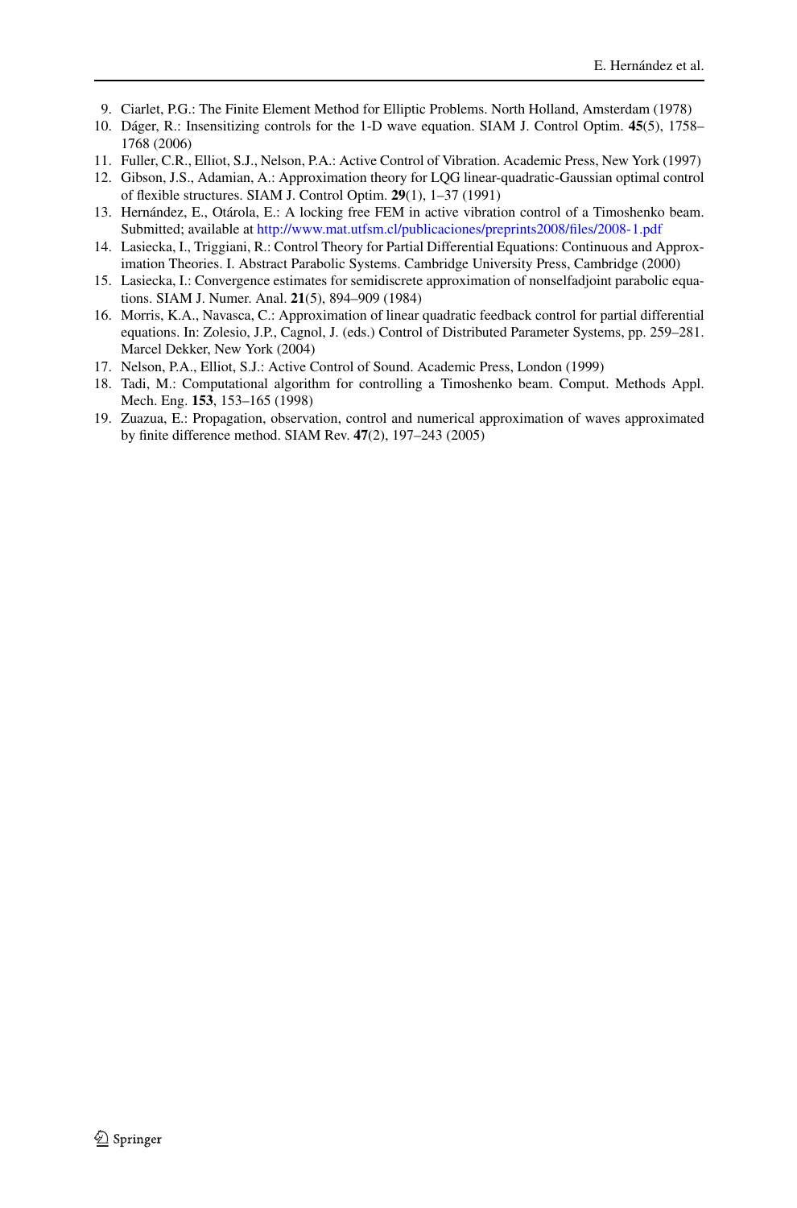9. Ciarlet, P.G.: The Finite Element Method for Elliptic Problems. North Holland, Amsterdam (1978)
10. Dáger, R.: Insensitizing controls for the 1-D wave equation. SIAM J. Control Optim. **45**(5), 1758–1768 (2006)
11. Fuller, C.R., Elliot, S.J., Nelson, P.A.: Active Control of Vibration. Academic Press, New York (1997)
12. Gibson, J.S., Adamian, A.: Approximation theory for LQG linear-quadratic-Gaussian optimal control of flexible structures. SIAM J. Control Optim. **29**(1), 1–37 (1991)
13. Hernández, E., Otárola, E.: A locking free FEM in active vibration control of a Timoshenko beam. Submitted; available at http://www.mat.utfsm.cl/publicaciones/preprints2008/files/2008-1.pdf
14. Lasiecka, I., Triggiani, R.: Control Theory for Partial Differential Equations: Continuous and Approximation Theories. I. Abstract Parabolic Systems. Cambridge University Press, Cambridge (2000)
15. Lasiecka, I.: Convergence estimates for semidiscrete approximation of nonselfadjoint parabolic equations. SIAM J. Numer. Anal. **21**(5), 894–909 (1984)
16. Morris, K.A., Navasca, C.: Approximation of linear quadratic feedback control for partial differential equations. In: Zolesio, J.P., Cagnol, J. (eds.) Control of Distributed Parameter Systems, pp. 259–281. Marcel Dekker, New York (2004)
17. Nelson, P.A., Elliot, S.J.: Active Control of Sound. Academic Press, London (1999)
18. Tadi, M.: Computational algorithm for controlling a Timoshenko beam. Comput. Methods Appl. Mech. Eng. **153**, 153–165 (1998)
19. Zuazua, E.: Propagation, observation, control and numerical approximation of waves approximated by finite difference method. SIAM Rev. **47**(2), 197–243 (2005)